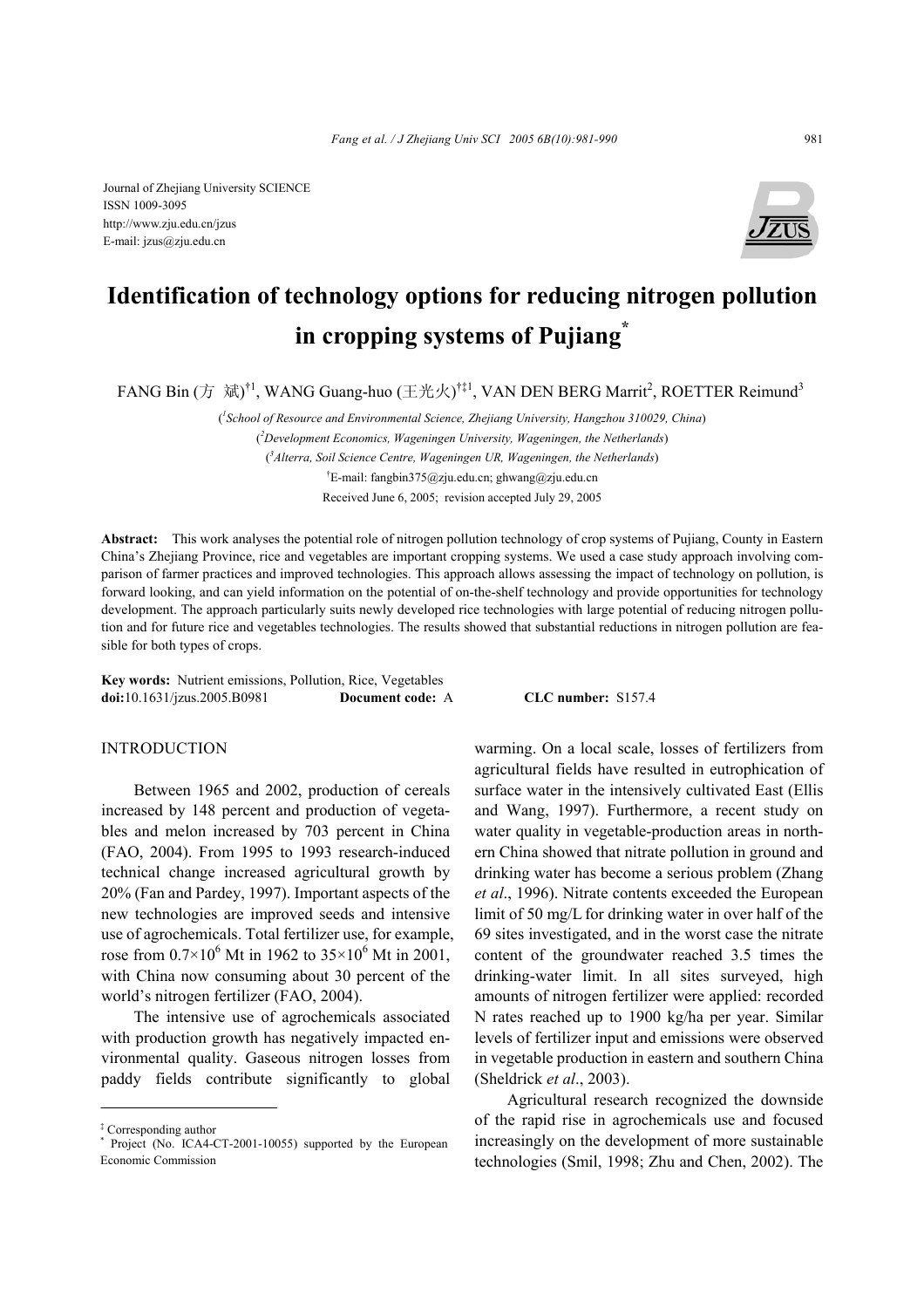Journal of Zhejiang University SCIENCE
ISSN 1009-3095
http://www.zju.edu.cn/jzus
E-mail: jzus@zju.edu.cn

# Identification of technology options for reducing nitrogen pollution in cropping systems of Pujiang*

FANG Bin (方 斌)[†1], WANG Guang-huo (王光火)[†‡1], VAN DEN BERG Marrit[2], ROETTER Reimund[3]

([1]School of Resource and Environmental Science, Zhejiang University, Hangzhou 310029, China)
([2]Development Economics, Wageningen University, Wageningen, the Netherlands)
([3]Alterra, Soil Science Centre, Wageningen UR, Wageningen, the Netherlands)
[†]E-mail: fangbin375@zju.edu.cn; ghwang@zju.edu.cn
Received June 6, 2005; revision accepted July 29, 2005

**Abstract:** This work analyses the potential role of nitrogen pollution technology of crop systems of Pujiang, County in Eastern China's Zhejiang Province, rice and vegetables are important cropping systems. We used a case study approach involving comparison of farmer practices and improved technologies. This approach allows assessing the impact of technology on pollution, is forward looking, and can yield information on the potential of on-the-shelf technology and provide opportunities for technology development. The approach particularly suits newly developed rice technologies with large potential of reducing nitrogen pollution and for future rice and vegetables technologies. The results showed that substantial reductions in nitrogen pollution are feasible for both types of crops.

**Key words:** Nutrient emissions, Pollution, Rice, Vegetables
**doi:**10.1631/jzus.2005.B0981 **Document code:** A **CLC number:** S157.4

## INTRODUCTION

Between 1965 and 2002, production of cereals increased by 148 percent and production of vegetables and melon increased by 703 percent in China (FAO, 2004). From 1995 to 1993 research-induced technical change increased agricultural growth by 20% (Fan and Pardey, 1997). Important aspects of the new technologies are improved seeds and intensive use of agrochemicals. Total fertilizer use, for example, rose from $0.7\times10^6$ Mt in 1962 to $35\times10^6$ Mt in 2001, with China now consuming about 30 percent of the world's nitrogen fertilizer (FAO, 2004).

The intensive use of agrochemicals associated with production growth has negatively impacted environmental quality. Gaseous nitrogen losses from paddy fields contribute significantly to global warming. On a local scale, losses of fertilizers from agricultural fields have resulted in eutrophication of surface water in the intensively cultivated East (Ellis and Wang, 1997). Furthermore, a recent study on water quality in vegetable-production areas in northern China showed that nitrate pollution in ground and drinking water has become a serious problem (Zhang *et al*., 1996). Nitrate contents exceeded the European limit of 50 mg/L for drinking water in over half of the 69 sites investigated, and in the worst case the nitrate content of the groundwater reached 3.5 times the drinking-water limit. In all sites surveyed, high amounts of nitrogen fertilizer were applied: recorded N rates reached up to 1900 kg/ha per year. Similar levels of fertilizer input and emissions were observed in vegetable production in eastern and southern China (Sheldrick *et al*., 2003).

Agricultural research recognized the downside of the rapid rise in agrochemicals use and focused increasingly on the development of more sustainable technologies (Smil, 1998; Zhu and Chen, 2002). The

---

‡ Corresponding author
\* Project (No. ICA4-CT-2001-10055) supported by the European Economic Commission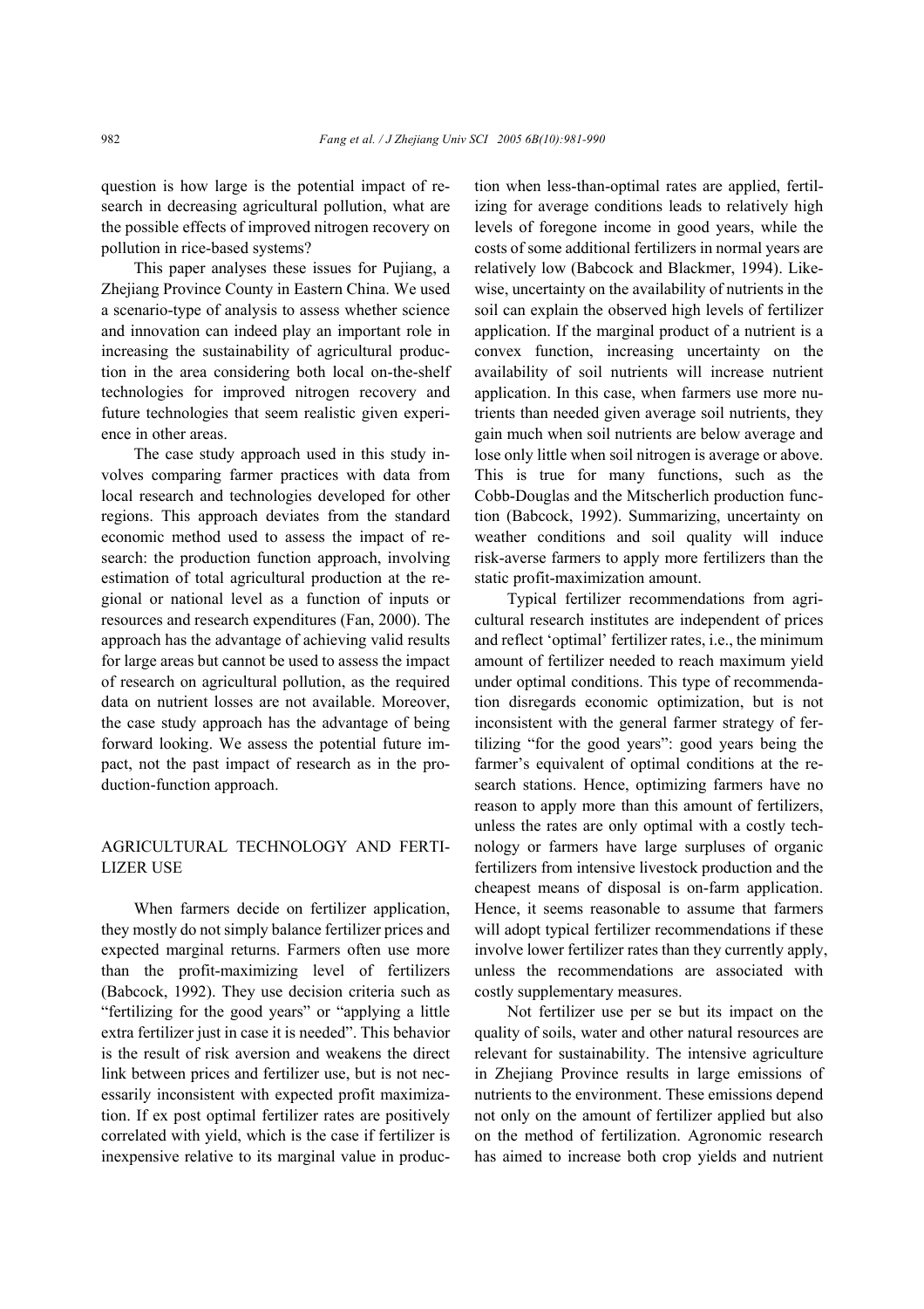question is how large is the potential impact of research in decreasing agricultural pollution, what are the possible effects of improved nitrogen recovery on pollution in rice-based systems?

This paper analyses these issues for Pujiang, a Zhejiang Province County in Eastern China. We used a scenario-type of analysis to assess whether science and innovation can indeed play an important role in increasing the sustainability of agricultural production in the area considering both local on-the-shelf technologies for improved nitrogen recovery and future technologies that seem realistic given experience in other areas.

The case study approach used in this study involves comparing farmer practices with data from local research and technologies developed for other regions. This approach deviates from the standard economic method used to assess the impact of research: the production function approach, involving estimation of total agricultural production at the regional or national level as a function of inputs or resources and research expenditures (Fan, 2000). The approach has the advantage of achieving valid results for large areas but cannot be used to assess the impact of research on agricultural pollution, as the required data on nutrient losses are not available. Moreover, the case study approach has the advantage of being forward looking. We assess the potential future impact, not the past impact of research as in the production-function approach.

## AGRICULTURAL TECHNOLOGY AND FERTILIZER USE

When farmers decide on fertilizer application, they mostly do not simply balance fertilizer prices and expected marginal returns. Farmers often use more than the profit-maximizing level of fertilizers (Babcock, 1992). They use decision criteria such as "fertilizing for the good years" or "applying a little extra fertilizer just in case it is needed". This behavior is the result of risk aversion and weakens the direct link between prices and fertilizer use, but is not necessarily inconsistent with expected profit maximization. If ex post optimal fertilizer rates are positively correlated with yield, which is the case if fertilizer is inexpensive relative to its marginal value in production when less-than-optimal rates are applied, fertilizing for average conditions leads to relatively high levels of foregone income in good years, while the costs of some additional fertilizers in normal years are relatively low (Babcock and Blackmer, 1994). Likewise, uncertainty on the availability of nutrients in the soil can explain the observed high levels of fertilizer application. If the marginal product of a nutrient is a convex function, increasing uncertainty on the availability of soil nutrients will increase nutrient application. In this case, when farmers use more nutrients than needed given average soil nutrients, they gain much when soil nutrients are below average and lose only little when soil nitrogen is average or above. This is true for many functions, such as the Cobb-Douglas and the Mitscherlich production function (Babcock, 1992). Summarizing, uncertainty on weather conditions and soil quality will induce risk-averse farmers to apply more fertilizers than the static profit-maximization amount.

Typical fertilizer recommendations from agricultural research institutes are independent of prices and reflect 'optimal' fertilizer rates, i.e., the minimum amount of fertilizer needed to reach maximum yield under optimal conditions. This type of recommendation disregards economic optimization, but is not inconsistent with the general farmer strategy of fertilizing "for the good years": good years being the farmer's equivalent of optimal conditions at the research stations. Hence, optimizing farmers have no reason to apply more than this amount of fertilizers, unless the rates are only optimal with a costly technology or farmers have large surpluses of organic fertilizers from intensive livestock production and the cheapest means of disposal is on-farm application. Hence, it seems reasonable to assume that farmers will adopt typical fertilizer recommendations if these involve lower fertilizer rates than they currently apply, unless the recommendations are associated with costly supplementary measures.

Not fertilizer use per se but its impact on the quality of soils, water and other natural resources are relevant for sustainability. The intensive agriculture in Zhejiang Province results in large emissions of nutrients to the environment. These emissions depend not only on the amount of fertilizer applied but also on the method of fertilization. Agronomic research has aimed to increase both crop yields and nutrient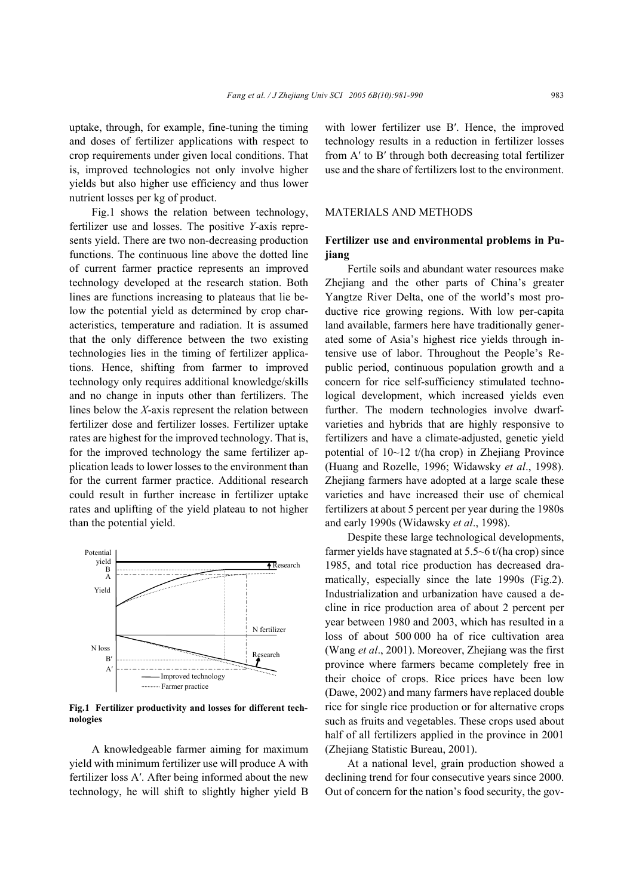uptake, through, for example, fine-tuning the timing and doses of fertilizer applications with respect to crop requirements under given local conditions. That is, improved technologies not only involve higher yields but also higher use efficiency and thus lower nutrient losses per kg of product.

Fig.1 shows the relation between technology, fertilizer use and losses. The positive *Y*-axis represents yield. There are two non-decreasing production functions. The continuous line above the dotted line of current farmer practice represents an improved technology developed at the research station. Both lines are functions increasing to plateaus that lie below the potential yield as determined by crop characteristics, temperature and radiation. It is assumed that the only difference between the two existing technologies lies in the timing of fertilizer applications. Hence, shifting from farmer to improved technology only requires additional knowledge/skills and no change in inputs other than fertilizers. The lines below the *X*-axis represent the relation between fertilizer dose and fertilizer losses. Fertilizer uptake rates are highest for the improved technology. That is, for the improved technology the same fertilizer application leads to lower losses to the environment than for the current farmer practice. Additional research could result in further increase in fertilizer uptake rates and uplifting of the yield plateau to not higher than the potential yield.

**Fig.1 Fertilizer productivity and losses for different technologies**

A knowledgeable farmer aiming for maximum yield with minimum fertilizer use will produce A with fertilizer loss A′. After being informed about the new technology, he will shift to slightly higher yield B with lower fertilizer use B′. Hence, the improved technology results in a reduction in fertilizer losses from A′ to B′ through both decreasing total fertilizer use and the share of fertilizers lost to the environment.

## MATERIALS AND METHODS

### Fertilizer use and environmental problems in Pujiang

Fertile soils and abundant water resources make Zhejiang and the other parts of China's greater Yangtze River Delta, one of the world's most productive rice growing regions. With low per-capita land available, farmers here have traditionally generated some of Asia's highest rice yields through intensive use of labor. Throughout the People's Republic period, continuous population growth and a concern for rice self-sufficiency stimulated technological development, which increased yields even further. The modern technologies involve dwarf-varieties and hybrids that are highly responsive to fertilizers and have a climate-adjusted, genetic yield potential of 10~12 t/(ha crop) in Zhejiang Province (Huang and Rozelle, 1996; Widawsky *et al*., 1998). Zhejiang farmers have adopted at a large scale these varieties and have increased their use of chemical fertilizers at about 5 percent per year during the 1980s and early 1990s (Widawsky *et al*., 1998).

Despite these large technological developments, farmer yields have stagnated at 5.5~6 t/(ha crop) since 1985, and total rice production has decreased dramatically, especially since the late 1990s (Fig.2). Industrialization and urbanization have caused a decline in rice production area of about 2 percent per year between 1980 and 2003, which has resulted in a loss of about 500 000 ha of rice cultivation area (Wang *et al*., 2001). Moreover, Zhejiang was the first province where farmers became completely free in their choice of crops. Rice prices have been low (Dawe, 2002) and many farmers have replaced double rice for single rice production or for alternative crops such as fruits and vegetables. These crops used about half of all fertilizers applied in the province in 2001 (Zhejiang Statistic Bureau, 2001).

At a national level, grain production showed a declining trend for four consecutive years since 2000. Out of concern for the nation's food security, the gov-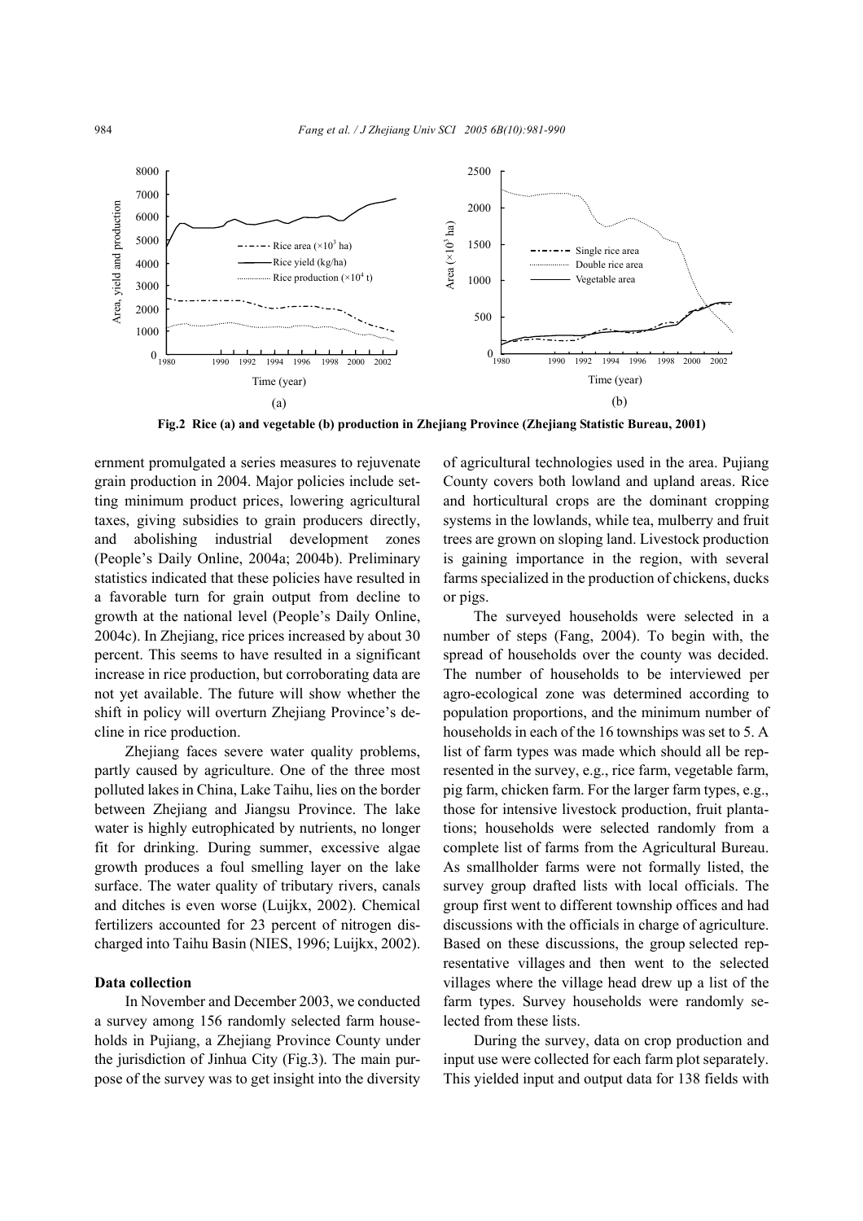Fig.2 Rice (a) and vegetable (b) production in Zhejiang Province (Zhejiang Statistic Bureau, 2001)

ernment promulgated a series measures to rejuvenate grain production in 2004. Major policies include setting minimum product prices, lowering agricultural taxes, giving subsidies to grain producers directly, and abolishing industrial development zones (People's Daily Online, 2004a; 2004b). Preliminary statistics indicated that these policies have resulted in a favorable turn for grain output from decline to growth at the national level (People's Daily Online, 2004c). In Zhejiang, rice prices increased by about 30 percent. This seems to have resulted in a significant increase in rice production, but corroborating data are not yet available. The future will show whether the shift in policy will overturn Zhejiang Province's decline in rice production.

Zhejiang faces severe water quality problems, partly caused by agriculture. One of the three most polluted lakes in China, Lake Taihu, lies on the border between Zhejiang and Jiangsu Province. The lake water is highly eutrophicated by nutrients, no longer fit for drinking. During summer, excessive algae growth produces a foul smelling layer on the lake surface. The water quality of tributary rivers, canals and ditches is even worse (Luijkx, 2002). Chemical fertilizers accounted for 23 percent of nitrogen discharged into Taihu Basin (NIES, 1996; Luijkx, 2002).

### Data collection

In November and December 2003, we conducted a survey among 156 randomly selected farm households in Pujiang, a Zhejiang Province County under the jurisdiction of Jinhua City (Fig.3). The main purpose of the survey was to get insight into the diversity of agricultural technologies used in the area. Pujiang County covers both lowland and upland areas. Rice and horticultural crops are the dominant cropping systems in the lowlands, while tea, mulberry and fruit trees are grown on sloping land. Livestock production is gaining importance in the region, with several farms specialized in the production of chickens, ducks or pigs.

The surveyed households were selected in a number of steps (Fang, 2004). To begin with, the spread of households over the county was decided. The number of households to be interviewed per agro-ecological zone was determined according to population proportions, and the minimum number of households in each of the 16 townships was set to 5. A list of farm types was made which should all be represented in the survey, e.g., rice farm, vegetable farm, pig farm, chicken farm. For the larger farm types, e.g., those for intensive livestock production, fruit plantations; households were selected randomly from a complete list of farms from the Agricultural Bureau. As smallholder farms were not formally listed, the survey group drafted lists with local officials. The group first went to different township offices and had discussions with the officials in charge of agriculture. Based on these discussions, the group selected representative villages and then went to the selected villages where the village head drew up a list of the farm types. Survey households were randomly selected from these lists.

During the survey, data on crop production and input use were collected for each farm plot separately. This yielded input and output data for 138 fields with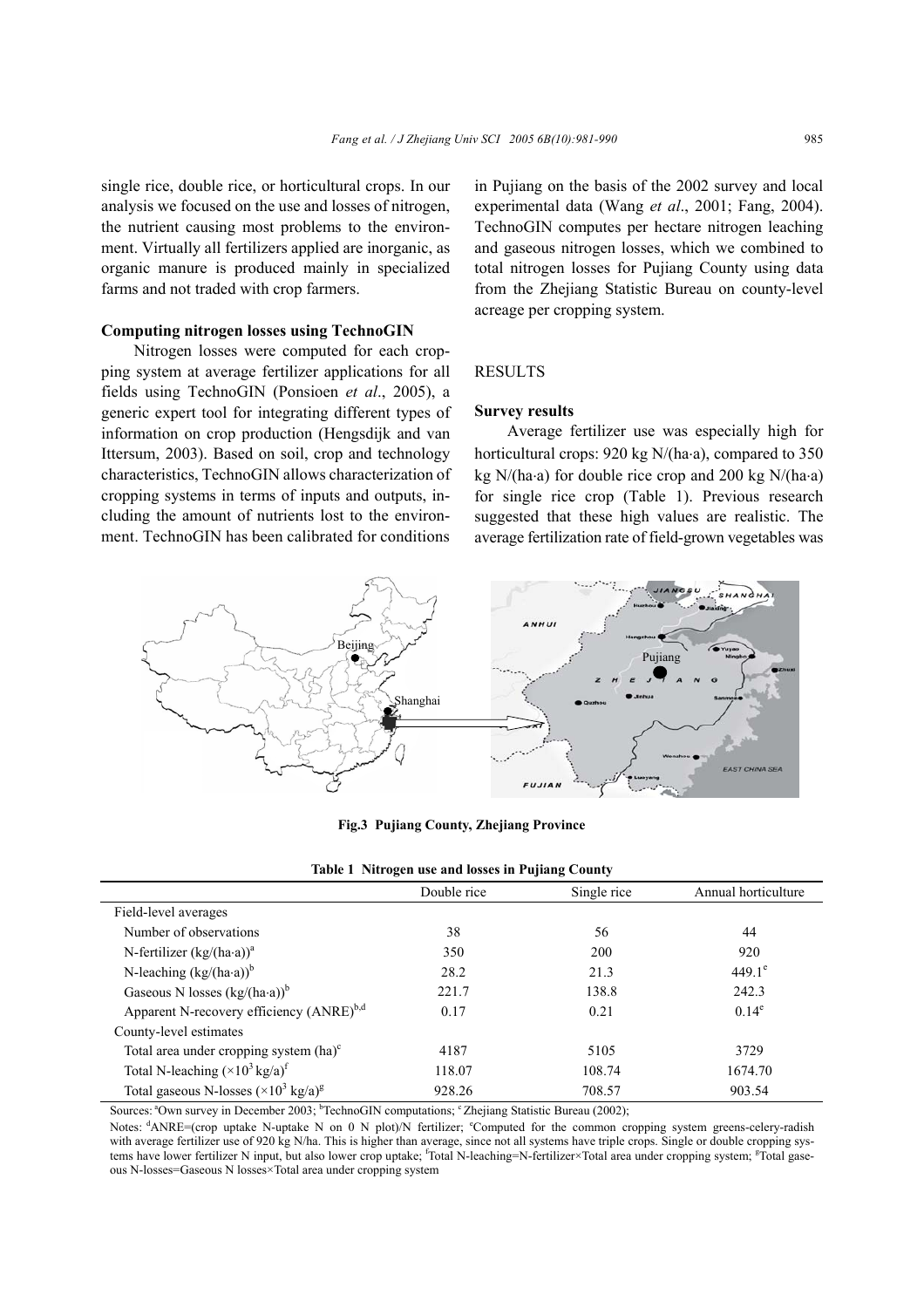single rice, double rice, or horticultural crops. In our analysis we focused on the use and losses of nitrogen, the nutrient causing most problems to the environment. Virtually all fertilizers applied are inorganic, as organic manure is produced mainly in specialized farms and not traded with crop farmers.

### Computing nitrogen losses using TechnoGIN

Nitrogen losses were computed for each cropping system at average fertilizer applications for all fields using TechnoGIN (Ponsioen *et al*., 2005), a generic expert tool for integrating different types of information on crop production (Hengsdijk and van Ittersum, 2003). Based on soil, crop and technology characteristics, TechnoGIN allows characterization of cropping systems in terms of inputs and outputs, including the amount of nutrients lost to the environment. TechnoGIN has been calibrated for conditions in Pujiang on the basis of the 2002 survey and local experimental data (Wang *et al*., 2001; Fang, 2004). TechnoGIN computes per hectare nitrogen leaching and gaseous nitrogen losses, which we combined to total nitrogen losses for Pujiang County using data from the Zhejiang Statistic Bureau on county-level acreage per cropping system.

## RESULTS

### Survey results

Average fertilizer use was especially high for horticultural crops: 920 kg N/(ha·a), compared to 350 kg N/(ha·a) for double rice crop and 200 kg N/(ha·a) for single rice crop (Table 1). Previous research suggested that these high values are realistic. The average fertilization rate of field-grown vegetables was

**Fig.3 Pujiang County, Zhejiang Province**

**Table 1 Nitrogen use and losses in Pujiang County**

| | Double rice | Single rice | Annual horticulture |
|---|---|---|---|
| Field-level averages | | | |
| Number of observations | 38 | 56 | 44 |
| N-fertilizer (kg/(ha·a))[a] | 350 | 200 | 920 |
| N-leaching (kg/(ha·a))[b] | 28.2 | 21.3 | 449.1[e] |
| Gaseous N losses (kg/(ha·a))[b] | 221.7 | 138.8 | 242.3 |
| Apparent N-recovery efficiency (ANRE)[b,d] | 0.17 | 0.21 | 0.14[e] |
| County-level estimates | | | |
| Total area under cropping system (ha)[c] | 4187 | 5105 | 3729 |
| Total N-leaching ($\times 10^3$ kg/a)[f] | 118.07 | 108.74 | 1674.70 |
| Total gaseous N-losses ($\times 10^3$ kg/a)[g] | 928.26 | 708.57 | 903.54 |

Sources: [a]Own survey in December 2003; [b]TechnoGIN computations; [c] Zhejiang Statistic Bureau (2002);

Notes: [d]ANRE=(crop uptake N-uptake N on 0 N plot)/N fertilizer; [e]Computed for the common cropping system greens-celery-radish with average fertilizer use of 920 kg N/ha. This is higher than average, since not all systems have triple crops. Single or double cropping systems have lower fertilizer N input, but also lower crop uptake; [f]Total N-leaching=N-fertilizer×Total area under cropping system; [g]Total gaseous N-losses=Gaseous N losses×Total area under cropping system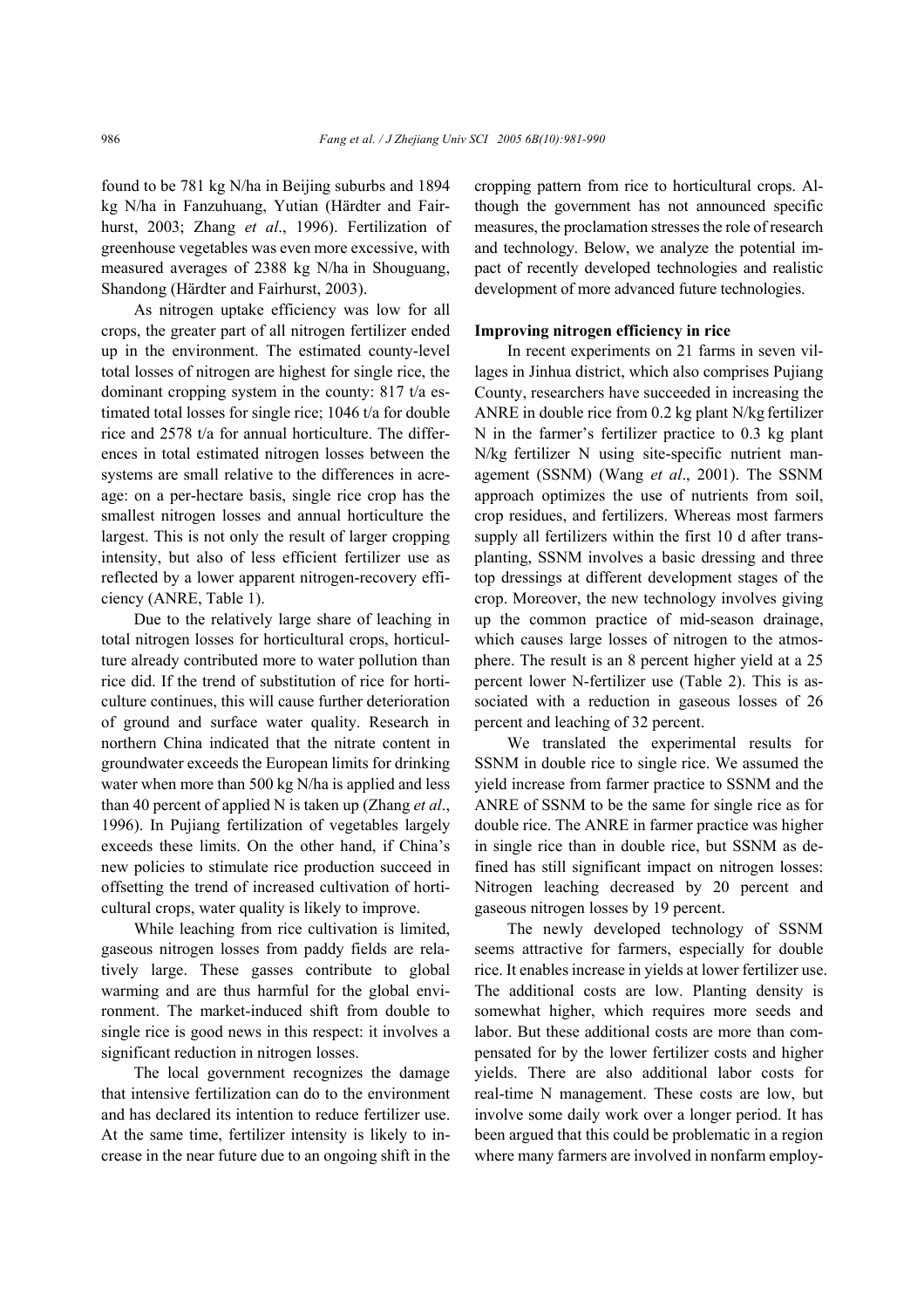found to be 781 kg N/ha in Beijing suburbs and 1894 kg N/ha in Fanzuhuang, Yutian (Härdter and Fairhurst, 2003; Zhang *et al*., 1996). Fertilization of greenhouse vegetables was even more excessive, with measured averages of 2388 kg N/ha in Shouguang, Shandong (Härdter and Fairhurst, 2003).

As nitrogen uptake efficiency was low for all crops, the greater part of all nitrogen fertilizer ended up in the environment. The estimated county-level total losses of nitrogen are highest for single rice, the dominant cropping system in the county: 817 t/a estimated total losses for single rice; 1046 t/a for double rice and 2578 t/a for annual horticulture. The differences in total estimated nitrogen losses between the systems are small relative to the differences in acreage: on a per-hectare basis, single rice crop has the smallest nitrogen losses and annual horticulture the largest. This is not only the result of larger cropping intensity, but also of less efficient fertilizer use as reflected by a lower apparent nitrogen-recovery efficiency (ANRE, Table 1).

Due to the relatively large share of leaching in total nitrogen losses for horticultural crops, horticulture already contributed more to water pollution than rice did. If the trend of substitution of rice for horticulture continues, this will cause further deterioration of ground and surface water quality. Research in northern China indicated that the nitrate content in groundwater exceeds the European limits for drinking water when more than 500 kg N/ha is applied and less than 40 percent of applied N is taken up (Zhang *et al*., 1996). In Pujiang fertilization of vegetables largely exceeds these limits. On the other hand, if China's new policies to stimulate rice production succeed in offsetting the trend of increased cultivation of horticultural crops, water quality is likely to improve.

While leaching from rice cultivation is limited, gaseous nitrogen losses from paddy fields are relatively large. These gasses contribute to global warming and are thus harmful for the global environment. The market-induced shift from double to single rice is good news in this respect: it involves a significant reduction in nitrogen losses.

The local government recognizes the damage that intensive fertilization can do to the environment and has declared its intention to reduce fertilizer use. At the same time, fertilizer intensity is likely to increase in the near future due to an ongoing shift in the cropping pattern from rice to horticultural crops. Although the government has not announced specific measures, the proclamation stresses the role of research and technology. Below, we analyze the potential impact of recently developed technologies and realistic development of more advanced future technologies.

**Improving nitrogen efficiency in rice**

In recent experiments on 21 farms in seven villages in Jinhua district, which also comprises Pujiang County, researchers have succeeded in increasing the ANRE in double rice from 0.2 kg plant N/kg fertilizer N in the farmer's fertilizer practice to 0.3 kg plant N/kg fertilizer N using site-specific nutrient management (SSNM) (Wang *et al*., 2001). The SSNM approach optimizes the use of nutrients from soil, crop residues, and fertilizers. Whereas most farmers supply all fertilizers within the first 10 d after transplanting, SSNM involves a basic dressing and three top dressings at different development stages of the crop. Moreover, the new technology involves giving up the common practice of mid-season drainage, which causes large losses of nitrogen to the atmosphere. The result is an 8 percent higher yield at a 25 percent lower N-fertilizer use (Table 2). This is associated with a reduction in gaseous losses of 26 percent and leaching of 32 percent.

We translated the experimental results for SSNM in double rice to single rice. We assumed the yield increase from farmer practice to SSNM and the ANRE of SSNM to be the same for single rice as for double rice. The ANRE in farmer practice was higher in single rice than in double rice, but SSNM as defined has still significant impact on nitrogen losses: Nitrogen leaching decreased by 20 percent and gaseous nitrogen losses by 19 percent.

The newly developed technology of SSNM seems attractive for farmers, especially for double rice. It enables increase in yields at lower fertilizer use. The additional costs are low. Planting density is somewhat higher, which requires more seeds and labor. But these additional costs are more than compensated for by the lower fertilizer costs and higher yields. There are also additional labor costs for real-time N management. These costs are low, but involve some daily work over a longer period. It has been argued that this could be problematic in a region where many farmers are involved in nonfarm employ-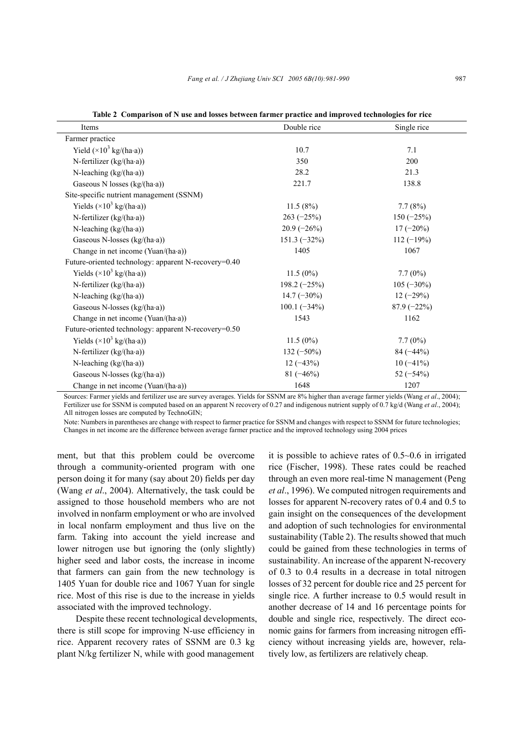**Table 2 Comparison of N use and losses between farmer practice and improved technologies for rice**

| Items | Double rice | Single rice |
|---|---|---|
| Farmer practice | | |
| Yield ($\times10^3$ kg/(ha·a)) | 10.7 | 7.1 |
| N-fertilizer (kg/(ha·a)) | 350 | 200 |
| N-leaching (kg/(ha·a)) | 28.2 | 21.3 |
| Gaseous N losses (kg/(ha·a)) | 221.7 | 138.8 |
| Site-specific nutrient management (SSNM) | | |
| Yields ($\times10^3$ kg/(ha·a)) | 11.5 (8%) | 7.7 (8%) |
| N-fertilizer (kg/(ha·a)) | 263 (−25%) | 150 (−25%) |
| N-leaching (kg/(ha·a)) | 20.9 (−26%) | 17 (−20%) |
| Gaseous N-losses (kg/(ha·a)) | 151.3 (−32%) | 112 (−19%) |
| Change in net income (Yuan/(ha·a)) | 1405 | 1067 |
| Future-oriented technology: apparent N-recovery=0.40 | | |
| Yields ($\times10^3$ kg/(ha·a)) | 11.5 (0%) | 7.7 (0%) |
| N-fertilizer (kg/(ha·a)) | 198.2 (−25%) | 105 (−30%) |
| N-leaching (kg/(ha·a)) | 14.7 (−30%) | 12 (−29%) |
| Gaseous N-losses (kg/(ha·a)) | 100.1 (−34%) | 87.9 (−22%) |
| Change in net income (Yuan/(ha·a)) | 1543 | 1162 |
| Future-oriented technology: apparent N-recovery=0.50 | | |
| Yields ($\times10^3$ kg/(ha·a)) | 11.5 (0%) | 7.7 (0%) |
| N-fertilizer (kg/(ha·a)) | 132 (−50%) | 84 (−44%) |
| N-leaching (kg/(ha·a)) | 12 (−43%) | 10 (−41%) |
| Gaseous N-losses (kg/(ha·a)) | 81 (−46%) | 52 (−54%) |
| Change in net income (Yuan/(ha·a)) | 1648 | 1207 |

Sources: Farmer yields and fertilizer use are survey averages. Yields for SSNM are 8% higher than average farmer yields (Wang *et al*., 2004); Fertilizer use for SSNM is computed based on an apparent N recovery of 0.27 and indigenous nutrient supply of 0.7 kg/d (Wang *et al*., 2004); All nitrogen losses are computed by TechnoGIN;

Note: Numbers in parentheses are change with respect to farmer practice for SSNM and changes with respect to SSNM for future technologies; Changes in net income are the difference between average farmer practice and the improved technology using 2004 prices

ment, but that this problem could be overcome through a community-oriented program with one person doing it for many (say about 20) fields per day (Wang *et al*., 2004). Alternatively, the task could be assigned to those household members who are not involved in nonfarm employment or who are involved in local nonfarm employment and thus live on the farm. Taking into account the yield increase and lower nitrogen use but ignoring the (only slightly) higher seed and labor costs, the increase in income that farmers can gain from the new technology is 1405 Yuan for double rice and 1067 Yuan for single rice. Most of this rise is due to the increase in yields associated with the improved technology.

Despite these recent technological developments, there is still scope for improving N-use efficiency in rice. Apparent recovery rates of SSNM are 0.3 kg plant N/kg fertilizer N, while with good management it is possible to achieve rates of 0.5~0.6 in irrigated rice (Fischer, 1998). These rates could be reached through an even more real-time N management (Peng *et al*., 1996). We computed nitrogen requirements and losses for apparent N-recovery rates of 0.4 and 0.5 to gain insight on the consequences of the development and adoption of such technologies for environmental sustainability (Table 2). The results showed that much could be gained from these technologies in terms of sustainability. An increase of the apparent N-recovery of 0.3 to 0.4 results in a decrease in total nitrogen losses of 32 percent for double rice and 25 percent for single rice. A further increase to 0.5 would result in another decrease of 14 and 16 percentage points for double and single rice, respectively. The direct economic gains for farmers from increasing nitrogen efficiency without increasing yields are, however, relatively low, as fertilizers are relatively cheap.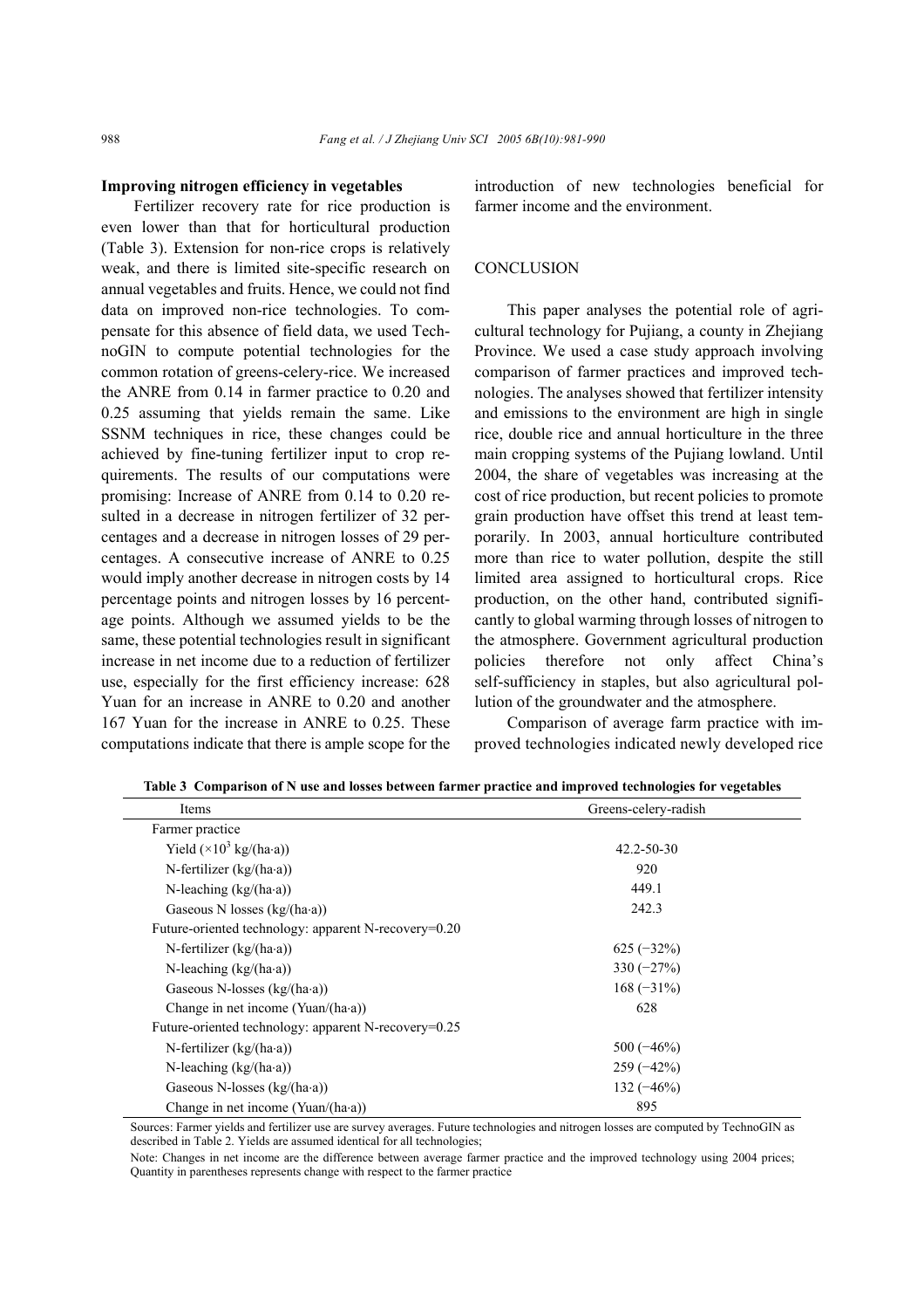**Improving nitrogen efficiency in vegetables**

Fertilizer recovery rate for rice production is even lower than that for horticultural production (Table 3). Extension for non-rice crops is relatively weak, and there is limited site-specific research on annual vegetables and fruits. Hence, we could not find data on improved non-rice technologies. To compensate for this absence of field data, we used TechnoGIN to compute potential technologies for the common rotation of greens-celery-rice. We increased the ANRE from 0.14 in farmer practice to 0.20 and 0.25 assuming that yields remain the same. Like SSNM techniques in rice, these changes could be achieved by fine-tuning fertilizer input to crop requirements. The results of our computations were promising: Increase of ANRE from 0.14 to 0.20 resulted in a decrease in nitrogen fertilizer of 32 percentages and a decrease in nitrogen losses of 29 percentages. A consecutive increase of ANRE to 0.25 would imply another decrease in nitrogen costs by 14 percentage points and nitrogen losses by 16 percentage points. Although we assumed yields to be the same, these potential technologies result in significant increase in net income due to a reduction of fertilizer use, especially for the first efficiency increase: 628 Yuan for an increase in ANRE to 0.20 and another 167 Yuan for the increase in ANRE to 0.25. These computations indicate that there is ample scope for the introduction of new technologies beneficial for farmer income and the environment.

## CONCLUSION

This paper analyses the potential role of agricultural technology for Pujiang, a county in Zhejiang Province. We used a case study approach involving comparison of farmer practices and improved technologies. The analyses showed that fertilizer intensity and emissions to the environment are high in single rice, double rice and annual horticulture in the three main cropping systems of the Pujiang lowland. Until 2004, the share of vegetables was increasing at the cost of rice production, but recent policies to promote grain production have offset this trend at least temporarily. In 2003, annual horticulture contributed more than rice to water pollution, despite the still limited area assigned to horticultural crops. Rice production, on the other hand, contributed significantly to global warming through losses of nitrogen to the atmosphere. Government agricultural production policies therefore not only affect China's self-sufficiency in staples, but also agricultural pollution of the groundwater and the atmosphere.

Comparison of average farm practice with improved technologies indicated newly developed rice

**Table 3 Comparison of N use and losses between farmer practice and improved technologies for vegetables**

| Items | Greens-celery-radish |
|---|---|
| Farmer practice | |
| Yield ($\times 10^3$ kg/(ha·a)) | 42.2-50-30 |
| N-fertilizer (kg/(ha·a)) | 920 |
| N-leaching (kg/(ha·a)) | 449.1 |
| Gaseous N losses (kg/(ha·a)) | 242.3 |
| Future-oriented technology: apparent N-recovery=0.20 | |
| N-fertilizer (kg/(ha·a)) | 625 (−32%) |
| N-leaching (kg/(ha·a)) | 330 (−27%) |
| Gaseous N-losses (kg/(ha·a)) | 168 (−31%) |
| Change in net income (Yuan/(ha·a)) | 628 |
| Future-oriented technology: apparent N-recovery=0.25 | |
| N-fertilizer (kg/(ha·a)) | 500 (−46%) |
| N-leaching (kg/(ha·a)) | 259 (−42%) |
| Gaseous N-losses (kg/(ha·a)) | 132 (−46%) |
| Change in net income (Yuan/(ha·a)) | 895 |

Sources: Farmer yields and fertilizer use are survey averages. Future technologies and nitrogen losses are computed by TechnoGIN as described in Table 2. Yields are assumed identical for all technologies;

Note: Changes in net income are the difference between average farmer practice and the improved technology using 2004 prices; Quantity in parentheses represents change with respect to the farmer practice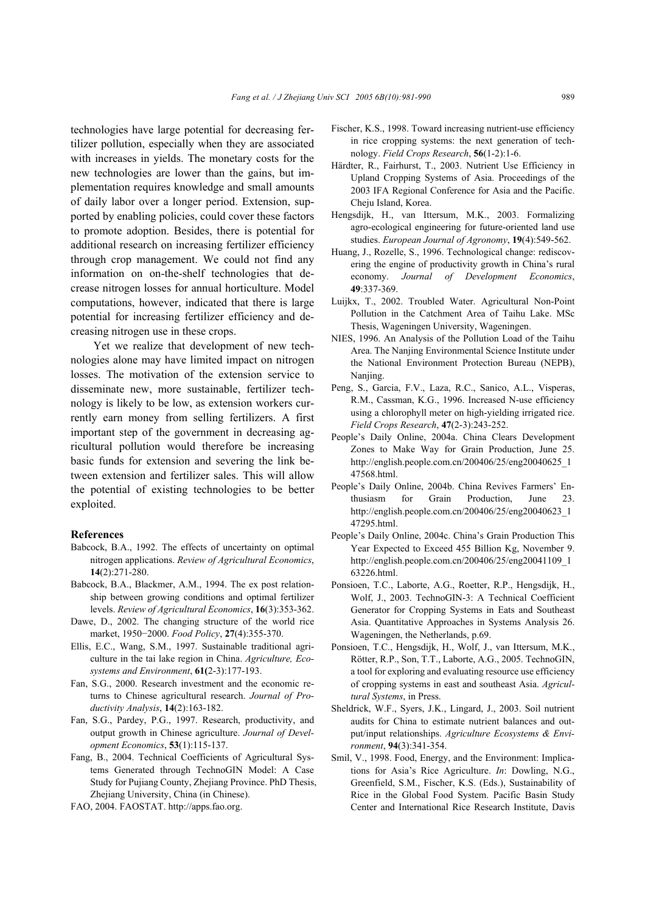technologies have large potential for decreasing fertilizer pollution, especially when they are associated with increases in yields. The monetary costs for the new technologies are lower than the gains, but implementation requires knowledge and small amounts of daily labor over a longer period. Extension, supported by enabling policies, could cover these factors to promote adoption. Besides, there is potential for additional research on increasing fertilizer efficiency through crop management. We could not find any information on on-the-shelf technologies that decrease nitrogen losses for annual horticulture. Model computations, however, indicated that there is large potential for increasing fertilizer efficiency and decreasing nitrogen use in these crops.

Yet we realize that development of new technologies alone may have limited impact on nitrogen losses. The motivation of the extension service to disseminate new, more sustainable, fertilizer technology is likely to be low, as extension workers currently earn money from selling fertilizers. A first important step of the government in decreasing agricultural pollution would therefore be increasing basic funds for extension and severing the link between extension and fertilizer sales. This will allow the potential of existing technologies to be better exploited.

## References

Babcock, B.A., 1992. The effects of uncertainty on optimal nitrogen applications. *Review of Agricultural Economics*, **14**(2):271-280.

Babcock, B.A., Blackmer, A.M., 1994. The ex post relationship between growing conditions and optimal fertilizer levels. *Review of Agricultural Economics*, **16**(3):353-362.

Dawe, D., 2002. The changing structure of the world rice market, 1950−2000. *Food Policy*, **27**(4):355-370.

Ellis, E.C., Wang, S.M., 1997. Sustainable traditional agriculture in the tai lake region in China. *Agriculture, Ecosystems and Environment*, **61(**2-3):177-193.

Fan, S.G., 2000. Research investment and the economic returns to Chinese agricultural research. *Journal of Productivity Analysis*, **14**(2):163-182.

Fan, S.G., Pardey, P.G., 1997. Research, productivity, and output growth in Chinese agriculture. *Journal of Development Economics*, **53**(1):115-137.

Fang, B., 2004. Technical Coefficients of Agricultural Systems Generated through TechnoGIN Model: A Case Study for Pujiang County, Zhejiang Province. PhD Thesis, Zhejiang University, China (in Chinese).

FAO, 2004. FAOSTAT. http://apps.fao.org.

Fischer, K.S., 1998. Toward increasing nutrient-use efficiency in rice cropping systems: the next generation of technology. *Field Crops Research*, **56**(1-2):1-6.

Härdter, R., Fairhurst, T., 2003. Nutrient Use Efficiency in Upland Cropping Systems of Asia. Proceedings of the 2003 IFA Regional Conference for Asia and the Pacific. Cheju Island, Korea.

Hengsdijk, H., van Ittersum, M.K., 2003. Formalizing agro-ecological engineering for future-oriented land use studies. *European Journal of Agronomy*, **19**(4):549-562.

Huang, J., Rozelle, S., 1996. Technological change: rediscovering the engine of productivity growth in China's rural economy. *Journal of Development Economics*, **49**:337-369.

Luijkx, T., 2002. Troubled Water. Agricultural Non-Point Pollution in the Catchment Area of Taihu Lake. MSc Thesis, Wageningen University, Wageningen.

NIES, 1996. An Analysis of the Pollution Load of the Taihu Area. The Nanjing Environmental Science Institute under the National Environment Protection Bureau (NEPB), Nanjing.

Peng, S., Garcia, F.V., Laza, R.C., Sanico, A.L., Visperas, R.M., Cassman, K.G., 1996. Increased N-use efficiency using a chlorophyll meter on high-yielding irrigated rice. *Field Crops Research*, **47**(2-3):243-252.

People's Daily Online, 2004a. China Clears Development Zones to Make Way for Grain Production, June 25. http://english.people.com.cn/200406/25/eng20040625_147568.html.

People's Daily Online, 2004b. China Revives Farmers' Enthusiasm for Grain Production, June 23. http://english.people.com.cn/200406/25/eng20040623_147295.html.

People's Daily Online, 2004c. China's Grain Production This Year Expected to Exceed 455 Billion Kg, November 9. http://english.people.com.cn/200406/25/eng20041109_163226.html.

Ponsioen, T.C., Laborte, A.G., Roetter, R.P., Hengsdijk, H., Wolf, J., 2003. TechnoGIN-3: A Technical Coefficient Generator for Cropping Systems in Eats and Southeast Asia. Quantitative Approaches in Systems Analysis 26. Wageningen, the Netherlands, p.69.

Ponsioen, T.C., Hengsdijk, H., Wolf, J., van Ittersum, M.K., Rötter, R.P., Son, T.T., Laborte, A.G., 2005. TechnoGIN, a tool for exploring and evaluating resource use efficiency of cropping systems in east and southeast Asia. *Agricultural Systems*, in Press.

Sheldrick, W.F., Syers, J.K., Lingard, J., 2003. Soil nutrient audits for China to estimate nutrient balances and output/input relationships. *Agriculture Ecosystems & Environment*, **94**(3):341-354.

Smil, V., 1998. Food, Energy, and the Environment: Implications for Asia's Rice Agriculture. *In*: Dowling, N.G., Greenfield, S.M., Fischer, K.S. (Eds.), Sustainability of Rice in the Global Food System. Pacific Basin Study Center and International Rice Research Institute, Davis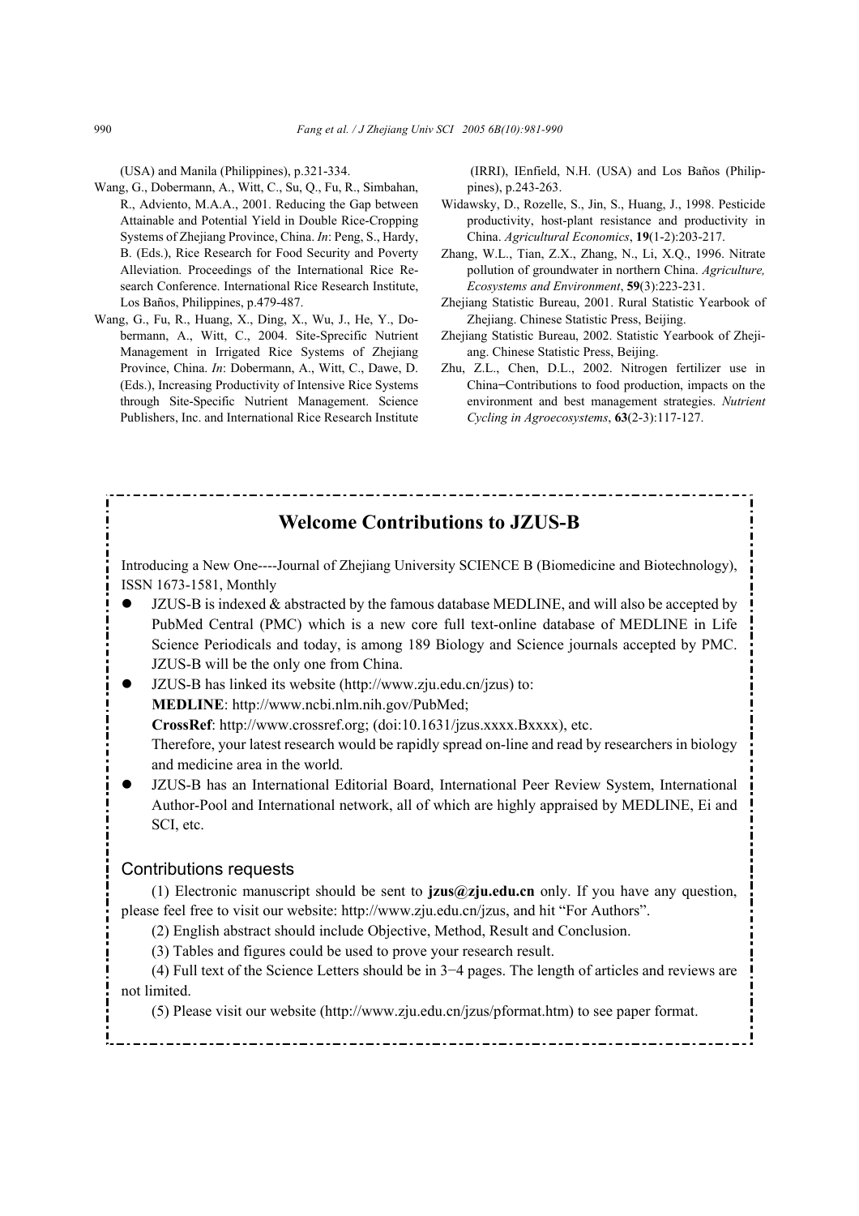(USA) and Manila (Philippines), p.321-334.

Wang, G., Dobermann, A., Witt, C., Su, Q., Fu, R., Simbahan, R., Adviento, M.A.A., 2001. Reducing the Gap between Attainable and Potential Yield in Double Rice-Cropping Systems of Zhejiang Province, China. *In*: Peng, S., Hardy, B. (Eds.), Rice Research for Food Security and Poverty Alleviation. Proceedings of the International Rice Research Conference. International Rice Research Institute, Los Baños, Philippines, p.479-487.

Wang, G., Fu, R., Huang, X., Ding, X., Wu, J., He, Y., Dobermann, A., Witt, C., 2004. Site-Sprecific Nutrient Management in Irrigated Rice Systems of Zhejiang Province, China. *In*: Dobermann, A., Witt, C., Dawe, D. (Eds.), Increasing Productivity of Intensive Rice Systems through Site-Specific Nutrient Management. Science Publishers, Inc. and International Rice Research Institute (IRRI), IEnfield, N.H. (USA) and Los Baños (Philippines), p.243-263.

Widawsky, D., Rozelle, S., Jin, S., Huang, J., 1998. Pesticide productivity, host-plant resistance and productivity in China. *Agricultural Economics*, **19**(1-2):203-217.

Zhang, W.L., Tian, Z.X., Zhang, N., Li, X.Q., 1996. Nitrate pollution of groundwater in northern China. *Agriculture, Ecosystems and Environment*, **59**(3):223-231.

Zhejiang Statistic Bureau, 2001. Rural Statistic Yearbook of Zhejiang. Chinese Statistic Press, Beijing.

Zhejiang Statistic Bureau, 2002. Statistic Yearbook of Zhejiang. Chinese Statistic Press, Beijing.

Zhu, Z.L., Chen, D.L., 2002. Nitrogen fertilizer use in China−Contributions to food production, impacts on the environment and best management strategies. *Nutrient Cycling in Agroecosystems*, **63**(2-3):117-127.

## Welcome Contributions to JZUS-B

Introducing a New One----Journal of Zhejiang University SCIENCE B (Biomedicine and Biotechnology), ISSN 1673-1581, Monthly

- JZUS-B is indexed & abstracted by the famous database MEDLINE, and will also be accepted by PubMed Central (PMC) which is a new core full text-online database of MEDLINE in Life Science Periodicals and today, is among 189 Biology and Science journals accepted by PMC. JZUS-B will be the only one from China.
- JZUS-B has linked its website (http://www.zju.edu.cn/jzus) to:
  **MEDLINE**: http://www.ncbi.nlm.nih.gov/PubMed;
  **CrossRef**: http://www.crossref.org; (doi:10.1631/jzus.xxxx.Bxxxx), etc.
  Therefore, your latest research would be rapidly spread on-line and read by researchers in biology and medicine area in the world.
- JZUS-B has an International Editorial Board, International Peer Review System, International Author-Pool and International network, all of which are highly appraised by MEDLINE, Ei and SCI, etc.

### Contributions requests

(1) Electronic manuscript should be sent to **jzus@zju.edu.cn** only. If you have any question, please feel free to visit our website: http://www.zju.edu.cn/jzus, and hit "For Authors".

(2) English abstract should include Objective, Method, Result and Conclusion.

(3) Tables and figures could be used to prove your research result.

(4) Full text of the Science Letters should be in 3−4 pages. The length of articles and reviews are not limited.

(5) Please visit our website (http://www.zju.edu.cn/jzus/pformat.htm) to see paper format.